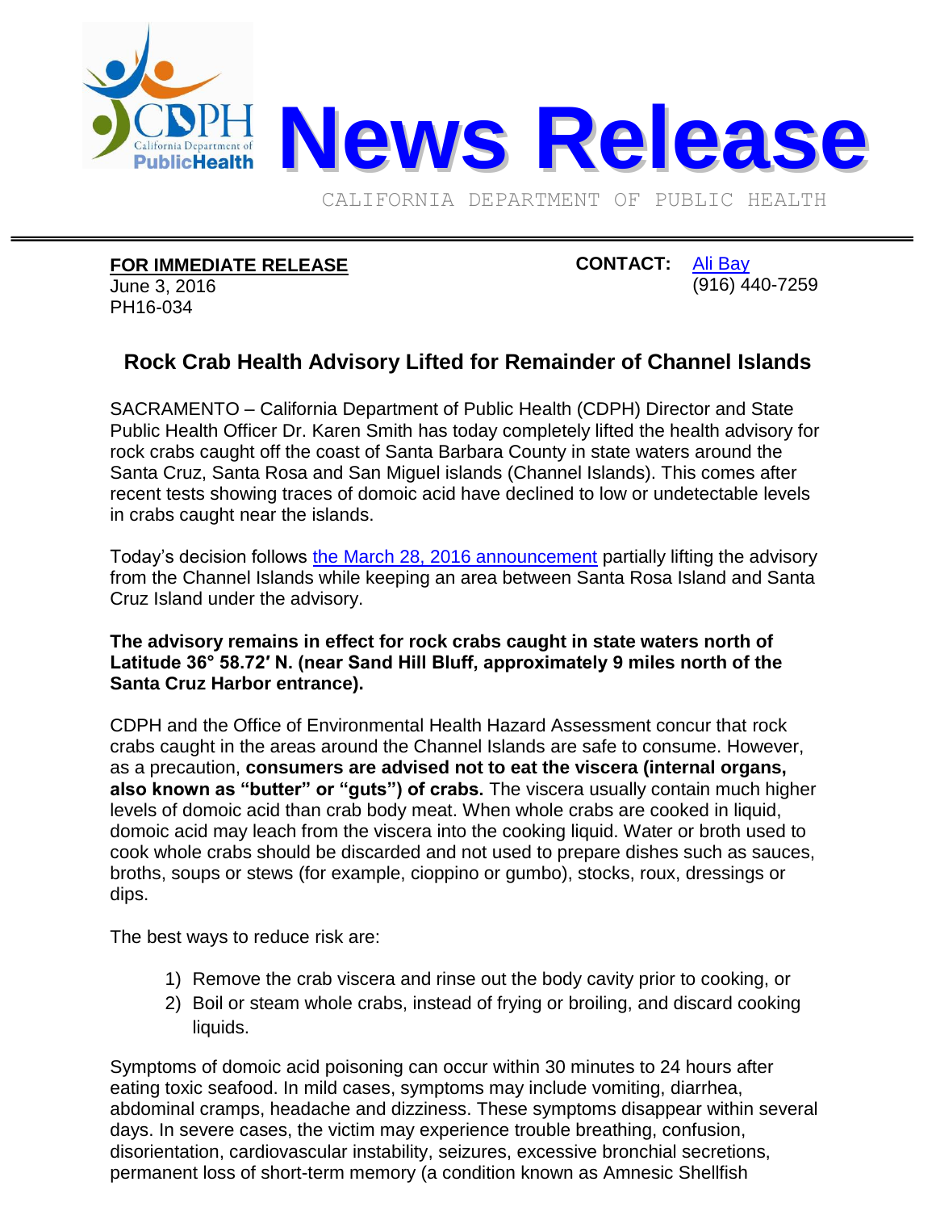# News Release

CALIFORNIA DEPARTMENT OF PUBLIC HEALTH

**FOR IMMEDIATE RELEASE**
June 3, 2016
PH16-034

**CONTACT:** Ali Bay
(916) 440-7259

## Rock Crab Health Advisory Lifted for Remainder of Channel Islands

SACRAMENTO – California Department of Public Health (CDPH) Director and State Public Health Officer Dr. Karen Smith has today completely lifted the health advisory for rock crabs caught off the coast of Santa Barbara County in state waters around the Santa Cruz, Santa Rosa and San Miguel islands (Channel Islands). This comes after recent tests showing traces of domoic acid have declined to low or undetectable levels in crabs caught near the islands.

Today's decision follows the March 28, 2016 announcement partially lifting the advisory from the Channel Islands while keeping an area between Santa Rosa Island and Santa Cruz Island under the advisory.

**The advisory remains in effect for rock crabs caught in state waters north of Latitude 36° 58.72′ N. (near Sand Hill Bluff, approximately 9 miles north of the Santa Cruz Harbor entrance).**

CDPH and the Office of Environmental Health Hazard Assessment concur that rock crabs caught in the areas around the Channel Islands are safe to consume. However, as a precaution, **consumers are advised not to eat the viscera (internal organs, also known as "butter" or "guts") of crabs.** The viscera usually contain much higher levels of domoic acid than crab body meat. When whole crabs are cooked in liquid, domoic acid may leach from the viscera into the cooking liquid. Water or broth used to cook whole crabs should be discarded and not used to prepare dishes such as sauces, broths, soups or stews (for example, cioppino or gumbo), stocks, roux, dressings or dips.

The best ways to reduce risk are:

1) Remove the crab viscera and rinse out the body cavity prior to cooking, or
2) Boil or steam whole crabs, instead of frying or broiling, and discard cooking liquids.

Symptoms of domoic acid poisoning can occur within 30 minutes to 24 hours after eating toxic seafood. In mild cases, symptoms may include vomiting, diarrhea, abdominal cramps, headache and dizziness. These symptoms disappear within several days. In severe cases, the victim may experience trouble breathing, confusion, disorientation, cardiovascular instability, seizures, excessive bronchial secretions, permanent loss of short-term memory (a condition known as Amnesic Shellfish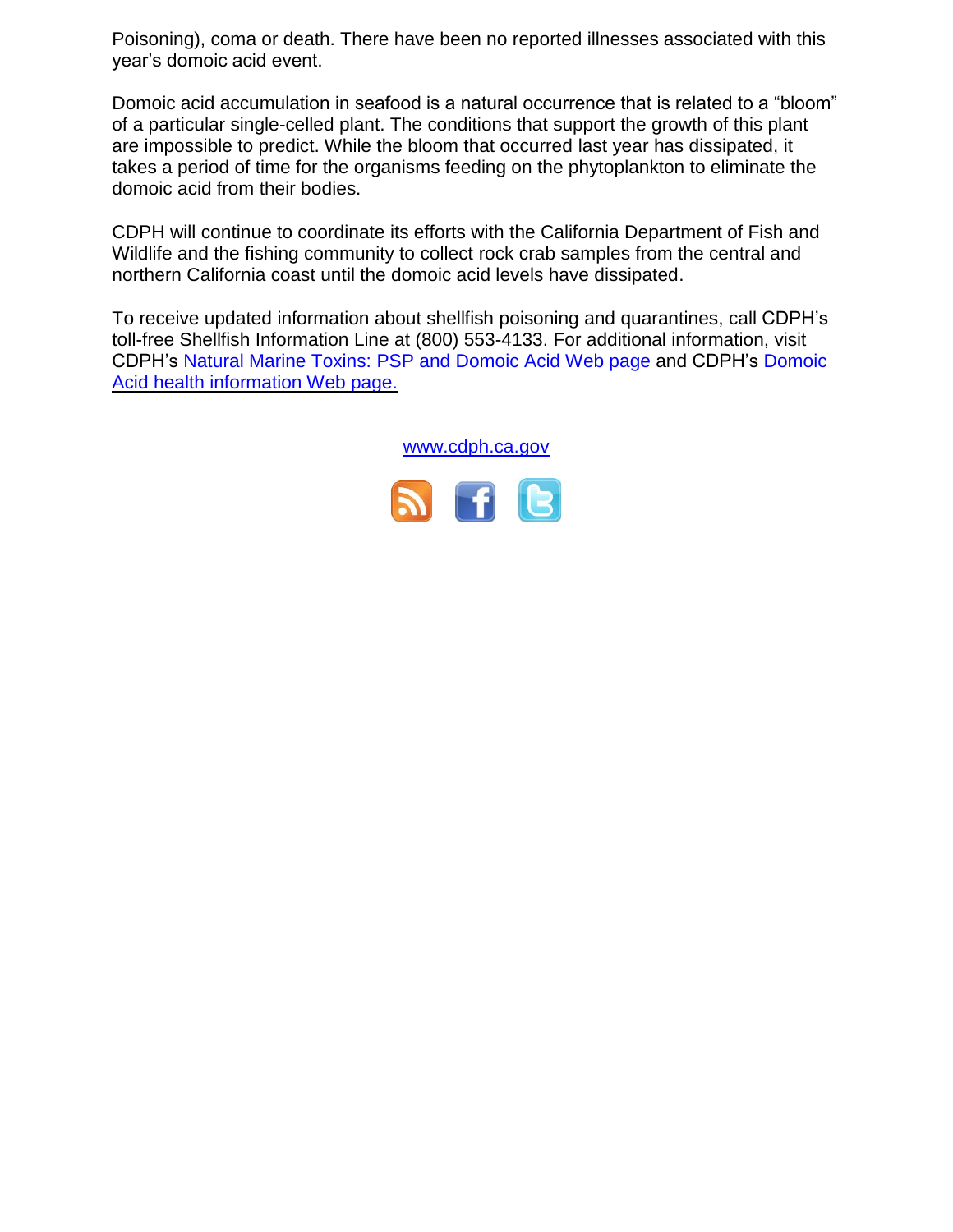Poisoning), coma or death. There have been no reported illnesses associated with this year's domoic acid event.

Domoic acid accumulation in seafood is a natural occurrence that is related to a "bloom" of a particular single-celled plant. The conditions that support the growth of this plant are impossible to predict. While the bloom that occurred last year has dissipated, it takes a period of time for the organisms feeding on the phytoplankton to eliminate the domoic acid from their bodies.

CDPH will continue to coordinate its efforts with the California Department of Fish and Wildlife and the fishing community to collect rock crab samples from the central and northern California coast until the domoic acid levels have dissipated.

To receive updated information about shellfish poisoning and quarantines, call CDPH's toll-free Shellfish Information Line at (800) 553-4133. For additional information, visit CDPH's Natural Marine Toxins: PSP and Domoic Acid Web page and CDPH's Domoic Acid health information Web page.

www.cdph.ca.gov